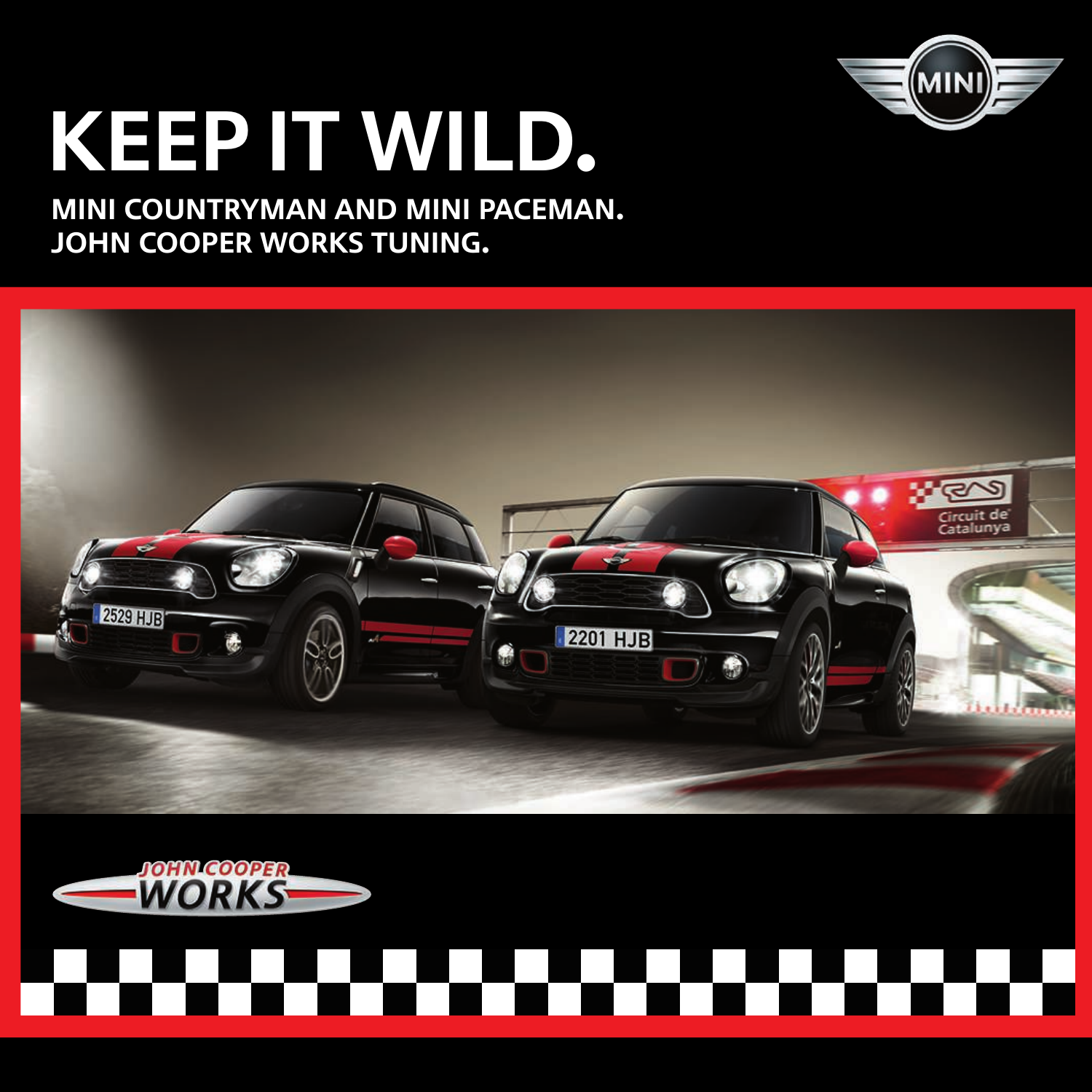# KEEP IT WILD.

**MINI COUNTRYMAN AND MINI PACEMAN.**
**JOHN COOPER WORKS TUNING.**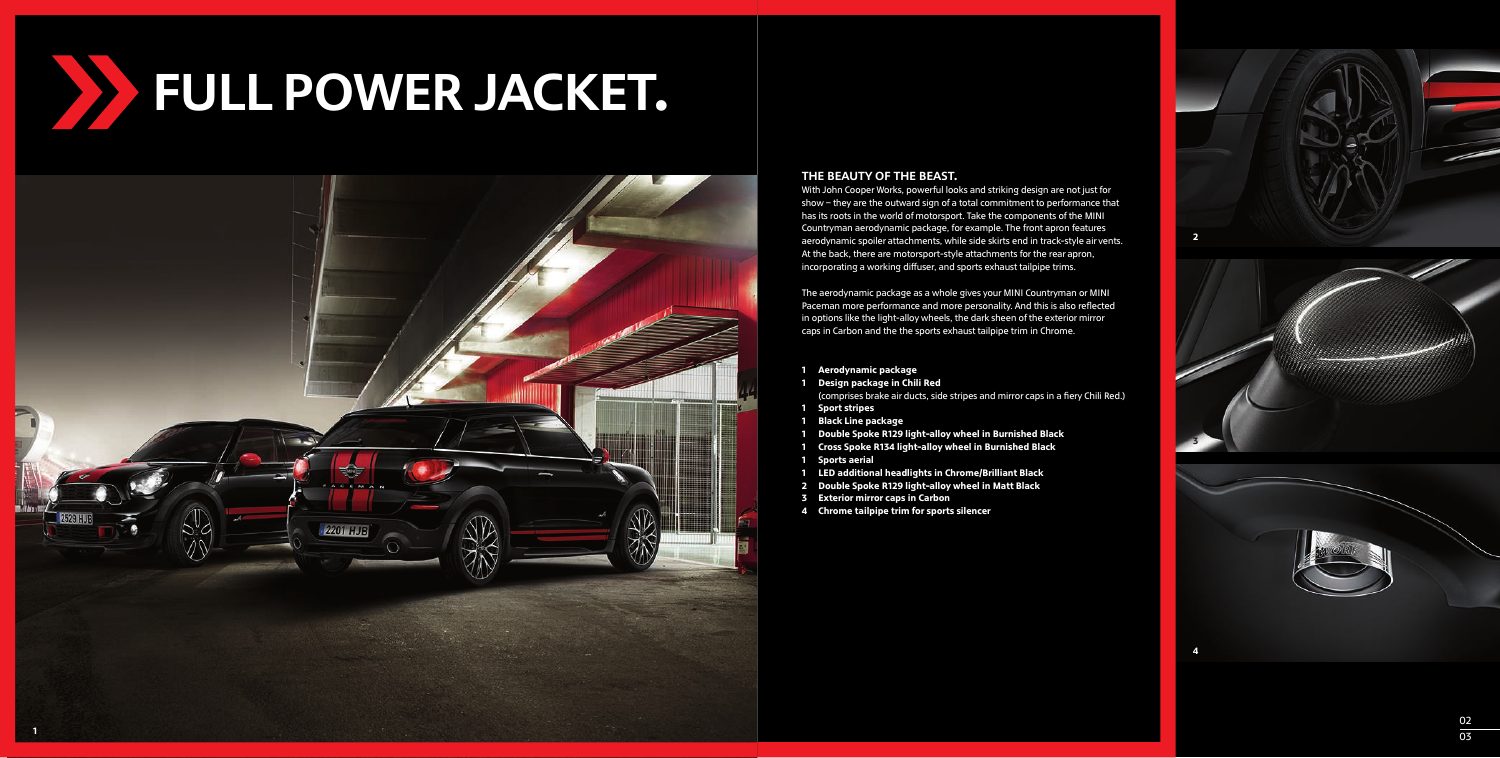# FULL POWER JACKET.

## THE BEAUTY OF THE BEAST.

With John Cooper Works, powerful looks and striking design are not just for show – they are the outward sign of a total commitment to performance that has its roots in the world of motorsport. Take the components of the MINI Countryman aerodynamic package, for example. The front apron features aerodynamic spoiler attachments, while side skirts end in track-style air vents. At the back, there are motorsport-style attachments for the rear apron, incorporating a working diffuser, and sports exhaust tailpipe trims.

The aerodynamic package as a whole gives your MINI Countryman or MINI Paceman more performance and more personality. And this is also reflected in options like the light-alloy wheels, the dark sheen of the exterior mirror caps in Carbon and the the sports exhaust tailpipe trim in Chrome.

- **1 Aerodynamic package**
- **1 Design package in Chili Red**
  (comprises brake air ducts, side stripes and mirror caps in a fiery Chili Red.)
- **1 Sport stripes**
- **1 Black Line package**
- **1 Double Spoke R129 light-alloy wheel in Burnished Black**
- **1 Cross Spoke R134 light-alloy wheel in Burnished Black**
- **1 Sports aerial**
- **1 LED additional headlights in Chrome/Brilliant Black**
- **2 Double Spoke R129 light-alloy wheel in Matt Black**
- **3 Exterior mirror caps in Carbon**
- **4 Chrome tailpipe trim for sports silencer**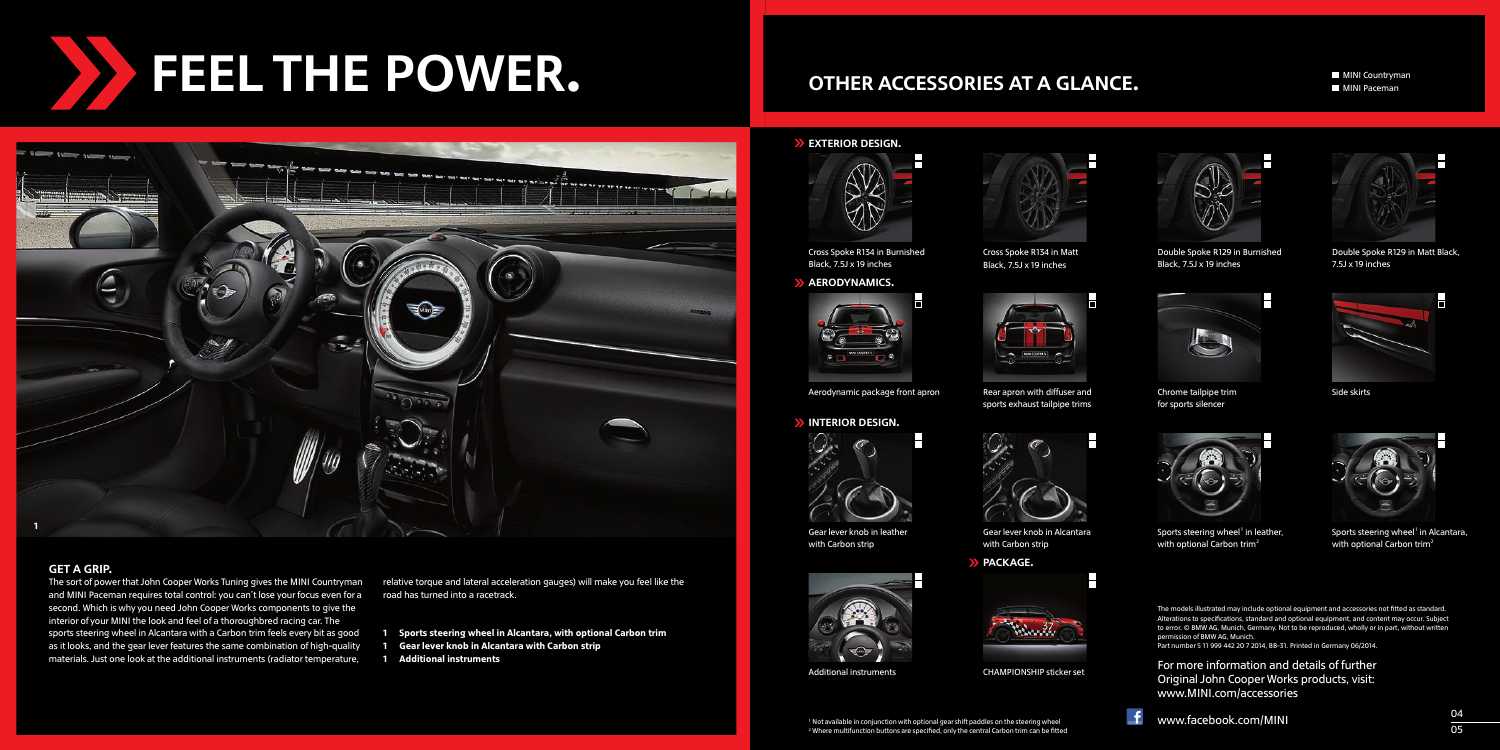# FEEL THE POWER.

### GET A GRIP.

The sort of power that John Cooper Works Tuning gives the MINI Countryman and MINI Paceman requires total control: you can't lose your focus even for a second. Which is why you need John Cooper Works components to give the interior of your MINI the look and feel of a thoroughbred racing car. The sports steering wheel in Alcantara with a Carbon trim feels every bit as good as it looks, and the gear lever features the same combination of high-quality materials. Just one look at the additional instruments (radiator temperature, relative torque and lateral acceleration gauges) will make you feel like the road has turned into a racetrack.

**1 Sports steering wheel in Alcantara, with optional Carbon trim**
**1 Gear lever knob in Alcantara with Carbon strip**
**1 Additional instruments**

# OTHER ACCESSORIES AT A GLANCE.

- MINI Countryman
- MINI Paceman

### EXTERIOR DESIGN.

Cross Spoke R134 in Burnished Black, 7.5J x 19 inches

Cross Spoke R134 in Matt Black, 7.5J x 19 inches

Double Spoke R129 in Burnished Black, 7.5J x 19 inches

Double Spoke R129 in Matt Black, 7.5J x 19 inches

### AERODYNAMICS.

Aerodynamic package front apron

Rear apron with diffuser and sports exhaust tailpipe trims

Chrome tailpipe trim for sports silencer

Side skirts

### INTERIOR DESIGN.

Gear lever knob in leather with Carbon strip

Gear lever knob in Alcantara with Carbon strip

Sports steering wheel[1] in leather, with optional Carbon trim[2]

Sports steering wheel[1] in Alcantara, with optional Carbon trim[2]

Additional instruments

### PACKAGE.

CHAMPIONSHIP sticker set

The models illustrated may include optional equipment and accessories not fitted as standard. Alterations to specifications, standard and optional equipment, and content may occur. Subject to error. © BMW AG, Munich, Germany. Not to be reproduced, wholly or in part, without written permission of BMW AG, Munich.
Part number 5 11 999 442 20 7 2014, BB-31. Printed in Germany 06/2014.

For more information and details of further Original John Cooper Works products, visit: www.MINI.com/accessories

www.facebook.com/MINI

[1] Not available in conjunction with optional gear shift paddles on the steering wheel
[2] Where multifunction buttons are specified, only the central Carbon trim can be fitted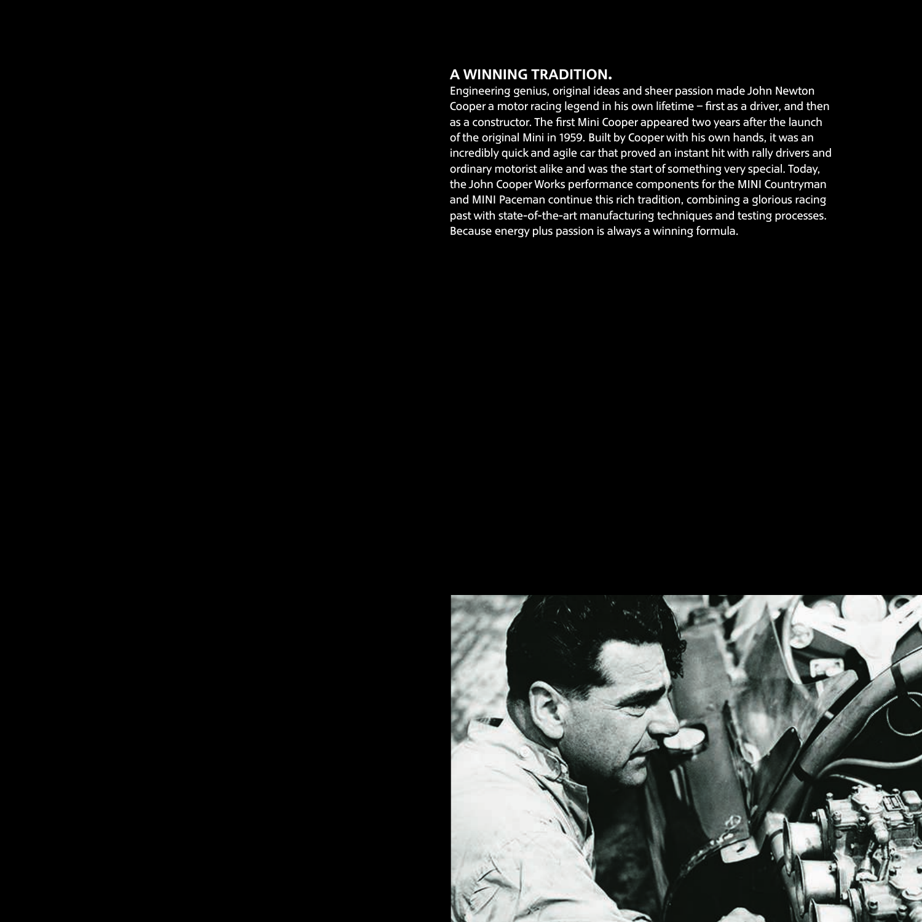## A WINNING TRADITION.

Engineering genius, original ideas and sheer passion made John Newton Cooper a motor racing legend in his own lifetime – first as a driver, and then as a constructor. The first Mini Cooper appeared two years after the launch of the original Mini in 1959. Built by Cooper with his own hands, it was an incredibly quick and agile car that proved an instant hit with rally drivers and ordinary motorist alike and was the start of something very special. Today, the John Cooper Works performance components for the MINI Countryman and MINI Paceman continue this rich tradition, combining a glorious racing past with state-of-the-art manufacturing techniques and testing processes. Because energy plus passion is always a winning formula.